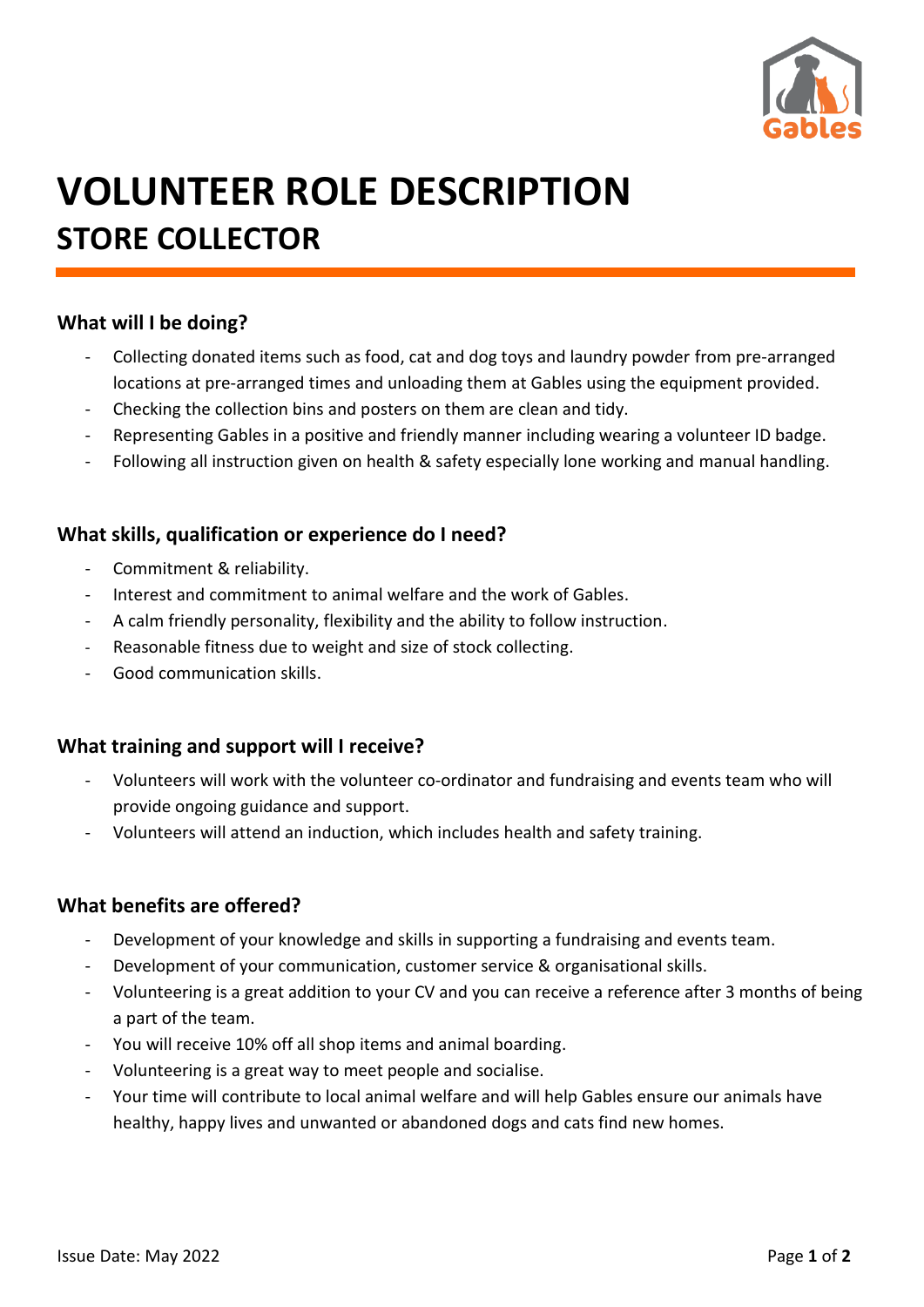# VOLUNTEER ROLE DESCRIPTION

## STORE COLLECTOR

### What will I be doing?

- Collecting donated items such as food, cat and dog toys and laundry powder from pre-arranged locations at pre-arranged times and unloading them at Gables using the equipment provided.
- Checking the collection bins and posters on them are clean and tidy.
- Representing Gables in a positive and friendly manner including wearing a volunteer ID badge.
- Following all instruction given on health & safety especially lone working and manual handling.

### What skills, qualification or experience do I need?

- Commitment & reliability.
- Interest and commitment to animal welfare and the work of Gables.
- A calm friendly personality, flexibility and the ability to follow instruction.
- Reasonable fitness due to weight and size of stock collecting.
- Good communication skills.

### What training and support will I receive?

- Volunteers will work with the volunteer co-ordinator and fundraising and events team who will provide ongoing guidance and support.
- Volunteers will attend an induction, which includes health and safety training.

### What benefits are offered?

- Development of your knowledge and skills in supporting a fundraising and events team.
- Development of your communication, customer service & organisational skills.
- Volunteering is a great addition to your CV and you can receive a reference after 3 months of being a part of the team.
- You will receive 10% off all shop items and animal boarding.
- Volunteering is a great way to meet people and socialise.
- Your time will contribute to local animal welfare and will help Gables ensure our animals have healthy, happy lives and unwanted or abandoned dogs and cats find new homes.

Issue Date: May 2022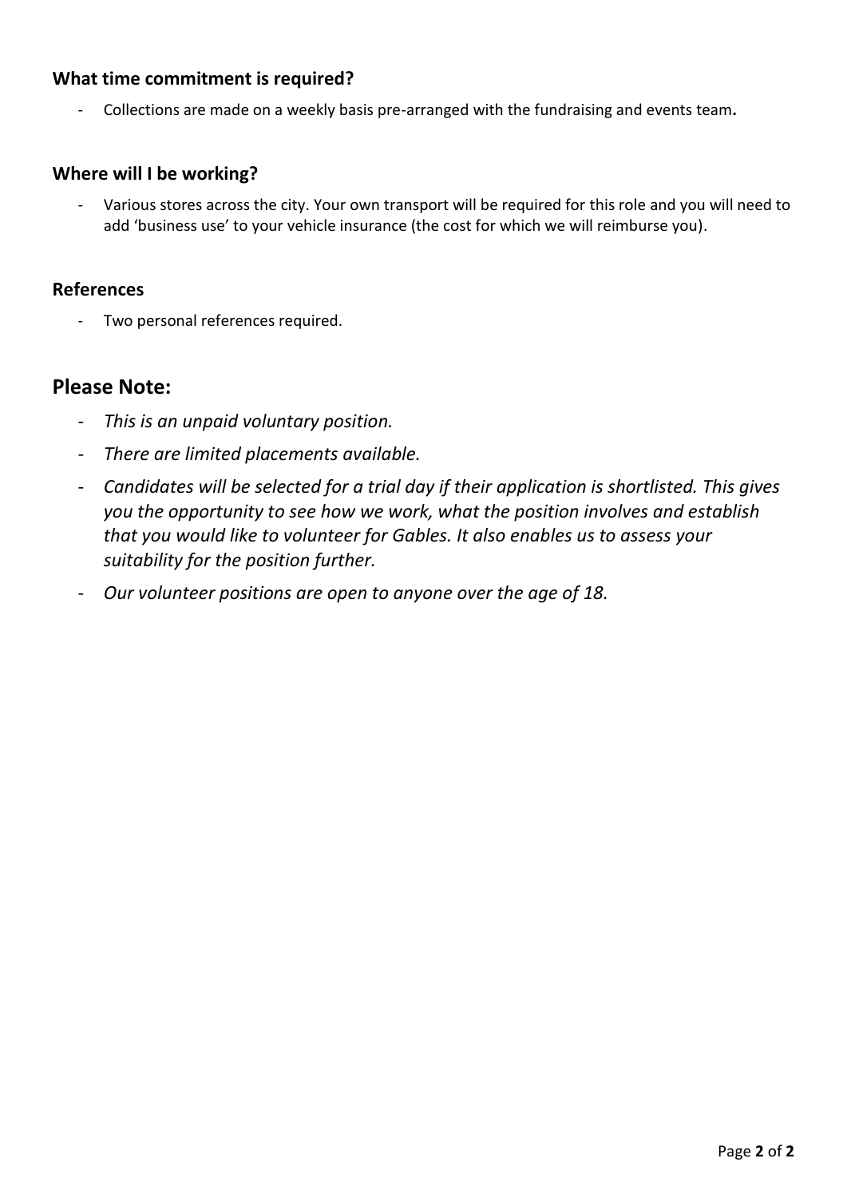### What time commitment is required?

- Collections are made on a weekly basis pre-arranged with the fundraising and events team**.**

### Where will I be working?

- Various stores across the city. Your own transport will be required for this role and you will need to add 'business use' to your vehicle insurance (the cost for which we will reimburse you).

### References

- Two personal references required.

## Please Note:

- *This is an unpaid voluntary position.*
- *There are limited placements available.*
- *Candidates will be selected for a trial day if their application is shortlisted. This gives you the opportunity to see how we work, what the position involves and establish that you would like to volunteer for Gables. It also enables us to assess your suitability for the position further.*
- *Our volunteer positions are open to anyone over the age of 18.*